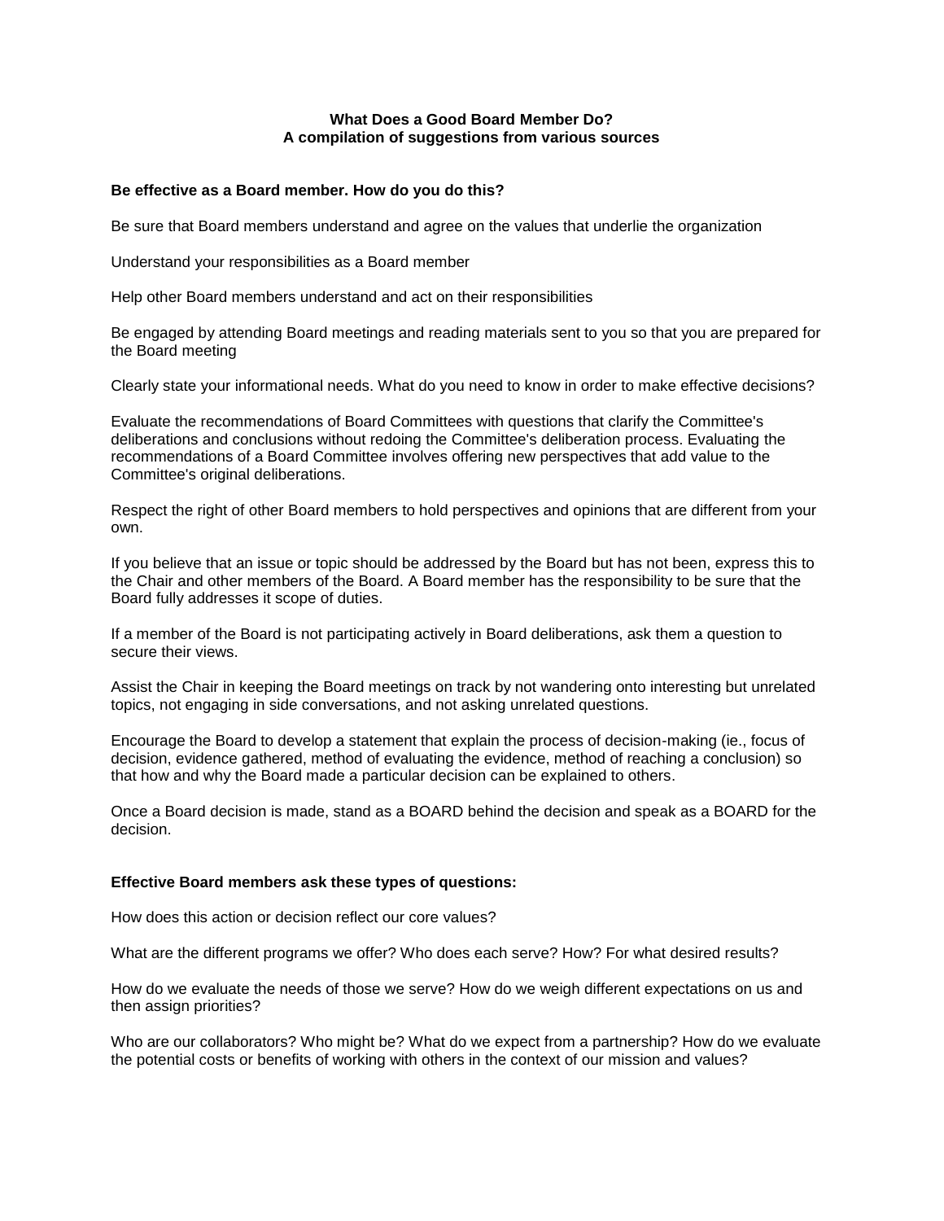**What Does a Good Board Member Do?**
**A compilation of suggestions from various sources**

**Be effective as a Board member. How do you do this?**

Be sure that Board members understand and agree on the values that underlie the organization

Understand your responsibilities as a Board member

Help other Board members understand and act on their responsibilities

Be engaged by attending Board meetings and reading materials sent to you so that you are prepared for the Board meeting

Clearly state your informational needs. What do you need to know in order to make effective decisions?

Evaluate the recommendations of Board Committees with questions that clarify the Committee's deliberations and conclusions without redoing the Committee's deliberation process. Evaluating the recommendations of a Board Committee involves offering new perspectives that add value to the Committee's original deliberations.

Respect the right of other Board members to hold perspectives and opinions that are different from your own.

If you believe that an issue or topic should be addressed by the Board but has not been, express this to the Chair and other members of the Board. A Board member has the responsibility to be sure that the Board fully addresses it scope of duties.

If a member of the Board is not participating actively in Board deliberations, ask them a question to secure their views.

Assist the Chair in keeping the Board meetings on track by not wandering onto interesting but unrelated topics, not engaging in side conversations, and not asking unrelated questions.

Encourage the Board to develop a statement that explain the process of decision-making (ie., focus of decision, evidence gathered, method of evaluating the evidence, method of reaching a conclusion) so that how and why the Board made a particular decision can be explained to others.

Once a Board decision is made, stand as a BOARD behind the decision and speak as a BOARD for the decision.

**Effective Board members ask these types of questions:**

How does this action or decision reflect our core values?

What are the different programs we offer? Who does each serve? How? For what desired results?

How do we evaluate the needs of those we serve? How do we weigh different expectations on us and then assign priorities?

Who are our collaborators? Who might be? What do we expect from a partnership? How do we evaluate the potential costs or benefits of working with others in the context of our mission and values?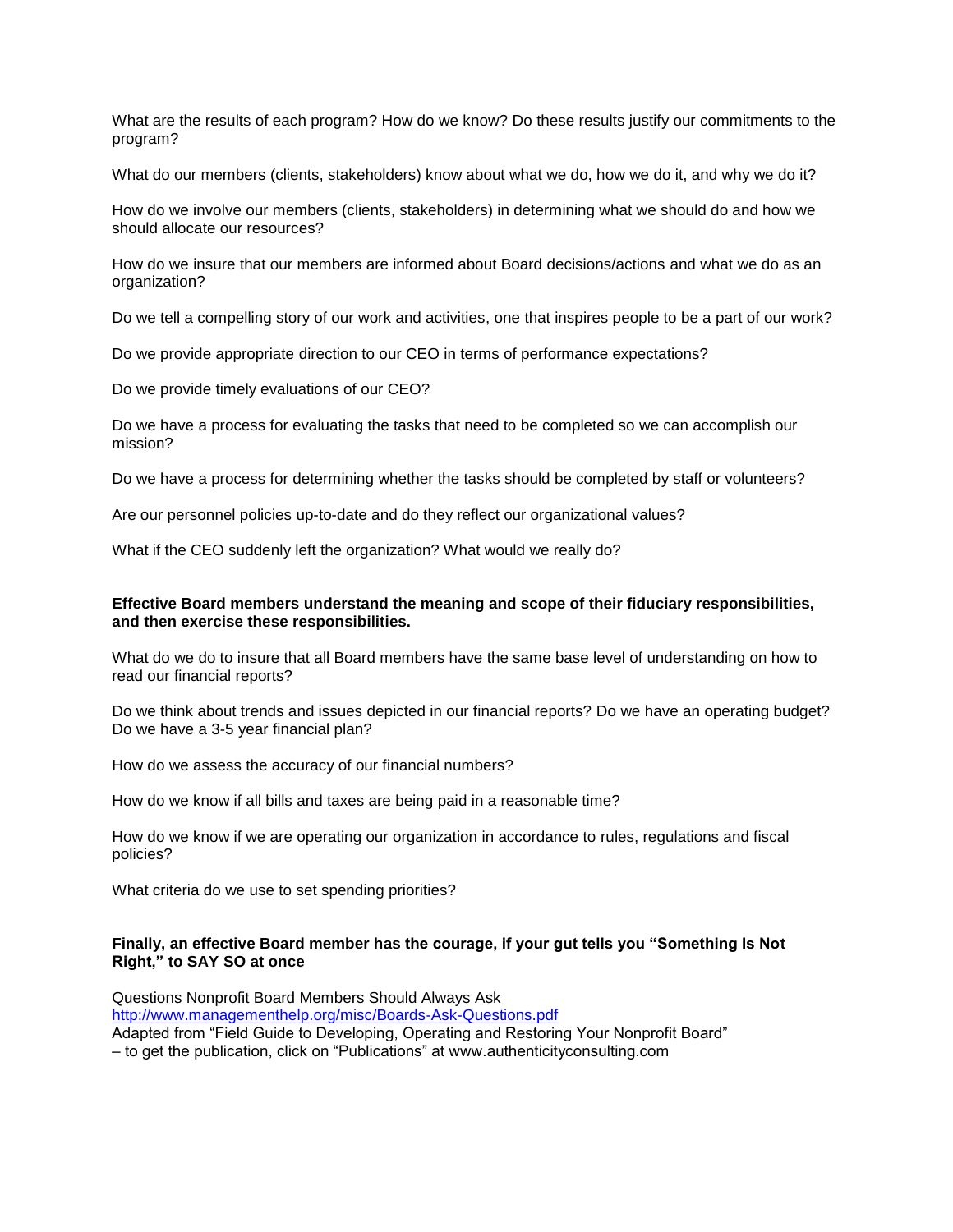What are the results of each program? How do we know? Do these results justify our commitments to the program?

What do our members (clients, stakeholders) know about what we do, how we do it, and why we do it?

How do we involve our members (clients, stakeholders) in determining what we should do and how we should allocate our resources?

How do we insure that our members are informed about Board decisions/actions and what we do as an organization?

Do we tell a compelling story of our work and activities, one that inspires people to be a part of our work?

Do we provide appropriate direction to our CEO in terms of performance expectations?

Do we provide timely evaluations of our CEO?

Do we have a process for evaluating the tasks that need to be completed so we can accomplish our mission?

Do we have a process for determining whether the tasks should be completed by staff or volunteers?

Are our personnel policies up-to-date and do they reflect our organizational values?

What if the CEO suddenly left the organization? What would we really do?

**Effective Board members understand the meaning and scope of their fiduciary responsibilities, and then exercise these responsibilities.**

What do we do to insure that all Board members have the same base level of understanding on how to read our financial reports?

Do we think about trends and issues depicted in our financial reports? Do we have an operating budget? Do we have a 3-5 year financial plan?

How do we assess the accuracy of our financial numbers?

How do we know if all bills and taxes are being paid in a reasonable time?

How do we know if we are operating our organization in accordance to rules, regulations and fiscal policies?

What criteria do we use to set spending priorities?

**Finally, an effective Board member has the courage, if your gut tells you "Something Is Not Right," to SAY SO at once**

Questions Nonprofit Board Members Should Always Ask
http://www.managementhelp.org/misc/Boards-Ask-Questions.pdf
Adapted from "Field Guide to Developing, Operating and Restoring Your Nonprofit Board"
– to get the publication, click on "Publications" at www.authenticityconsulting.com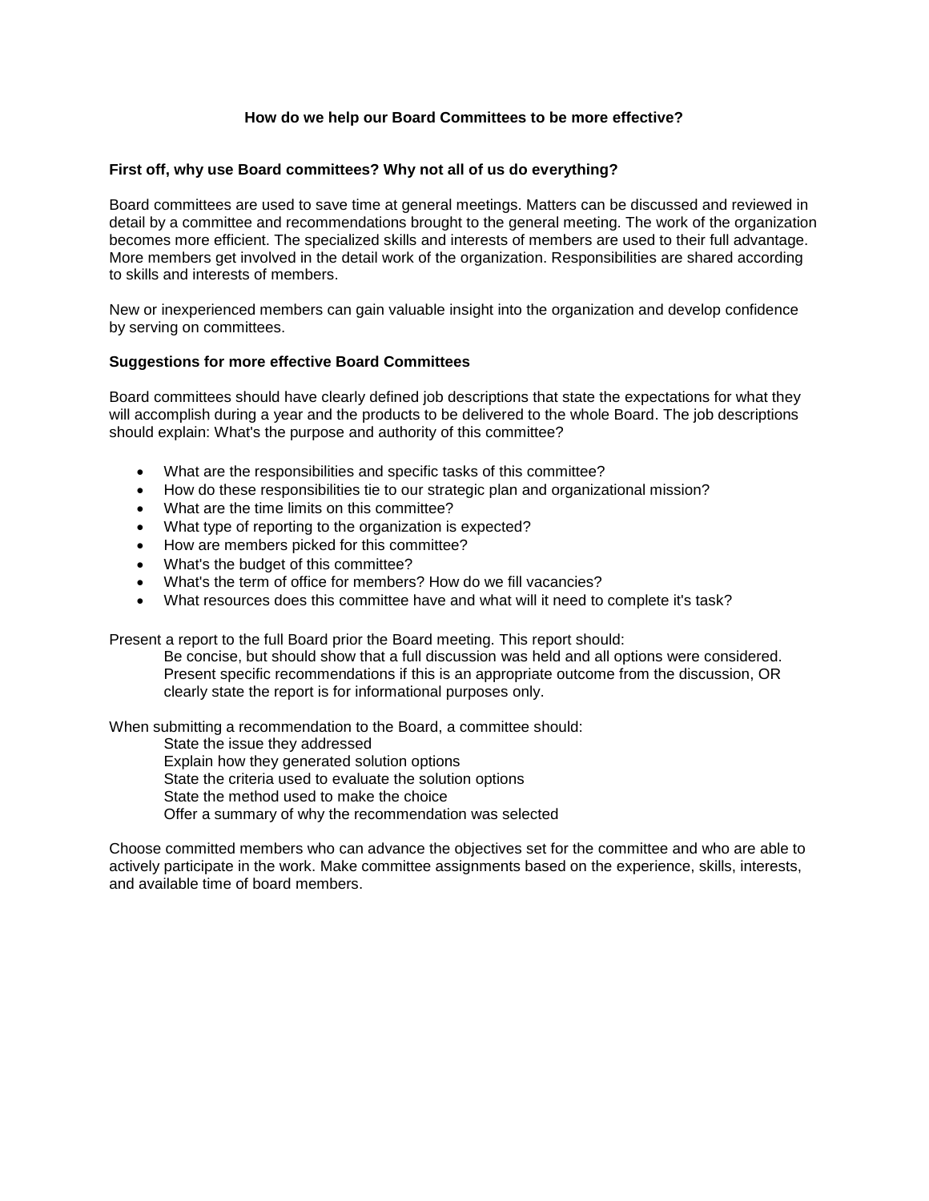## How do we help our Board Committees to be more effective?

### First off, why use Board committees? Why not all of us do everything?

Board committees are used to save time at general meetings. Matters can be discussed and reviewed in detail by a committee and recommendations brought to the general meeting. The work of the organization becomes more efficient. The specialized skills and interests of members are used to their full advantage. More members get involved in the detail work of the organization. Responsibilities are shared according to skills and interests of members.

New or inexperienced members can gain valuable insight into the organization and develop confidence by serving on committees.

### Suggestions for more effective Board Committees

Board committees should have clearly defined job descriptions that state the expectations for what they will accomplish during a year and the products to be delivered to the whole Board. The job descriptions should explain: What's the purpose and authority of this committee?

- What are the responsibilities and specific tasks of this committee?
- How do these responsibilities tie to our strategic plan and organizational mission?
- What are the time limits on this committee?
- What type of reporting to the organization is expected?
- How are members picked for this committee?
- What's the budget of this committee?
- What's the term of office for members? How do we fill vacancies?
- What resources does this committee have and what will it need to complete it's task?

Present a report to the full Board prior the Board meeting. This report should:

> Be concise, but should show that a full discussion was held and all options were considered.
> Present specific recommendations if this is an appropriate outcome from the discussion, OR clearly state the report is for informational purposes only.

When submitting a recommendation to the Board, a committee should:

> State the issue they addressed
> Explain how they generated solution options
> State the criteria used to evaluate the solution options
> State the method used to make the choice
> Offer a summary of why the recommendation was selected

Choose committed members who can advance the objectives set for the committee and who are able to actively participate in the work. Make committee assignments based on the experience, skills, interests, and available time of board members.